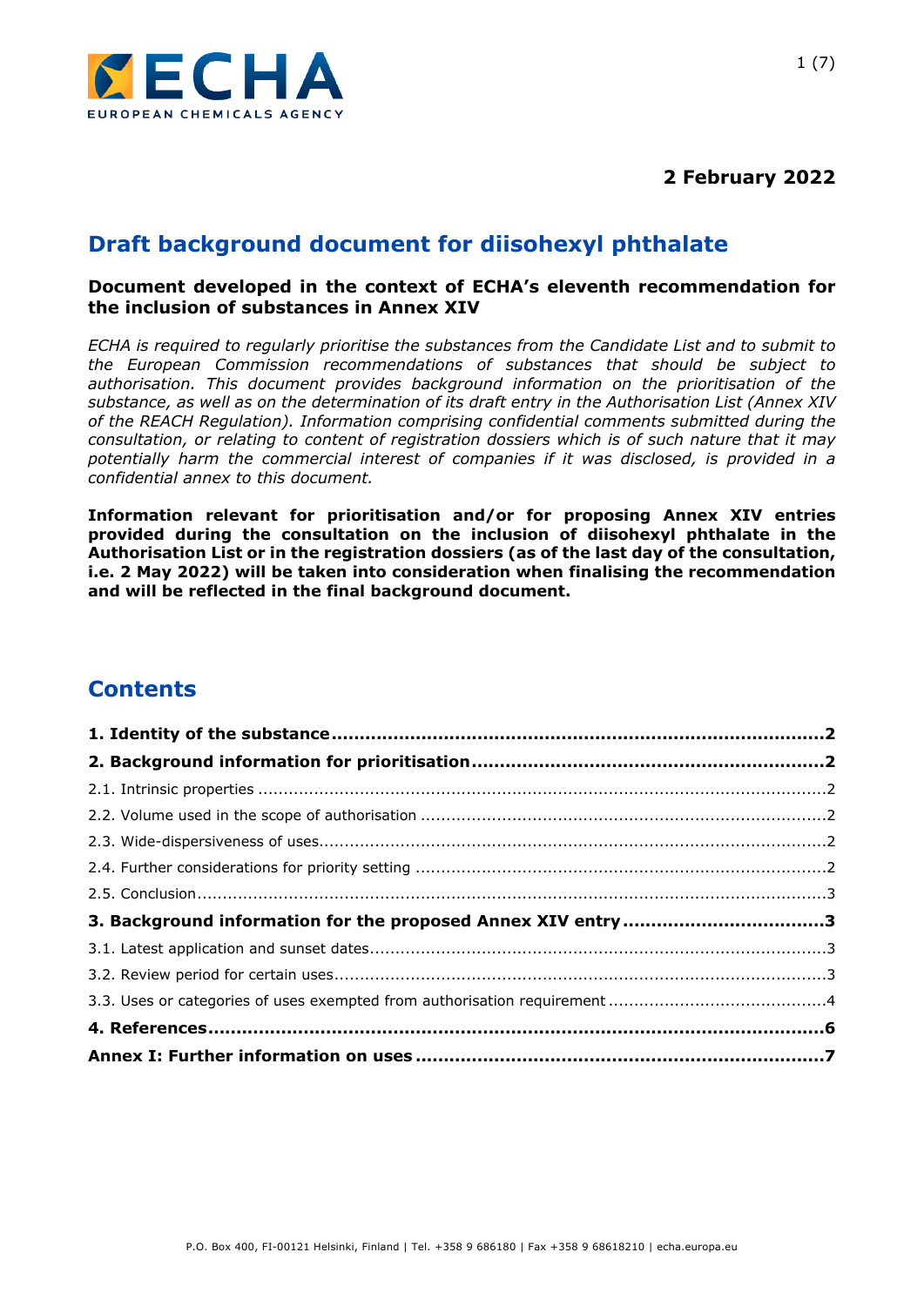**2 February 2022**

# Draft background document for diisohexyl phthalate

**Document developed in the context of ECHA's eleventh recommendation for the inclusion of substances in Annex XIV**

*ECHA is required to regularly prioritise the substances from the Candidate List and to submit to the European Commission recommendations of substances that should be subject to authorisation. This document provides background information on the prioritisation of the substance, as well as on the determination of its draft entry in the Authorisation List (Annex XIV of the REACH Regulation). Information comprising confidential comments submitted during the consultation, or relating to content of registration dossiers which is of such nature that it may potentially harm the commercial interest of companies if it was disclosed, is provided in a confidential annex to this document.*

**Information relevant for prioritisation and/or for proposing Annex XIV entries provided during the consultation on the inclusion of diisohexyl phthalate in the Authorisation List or in the registration dossiers (as of the last day of the consultation, i.e. 2 May 2022) will be taken into consideration when finalising the recommendation and will be reflected in the final background document.**

## Contents

**1. Identity of the substance** .......... **2**

**2. Background information for prioritisation** .......... **2**

2.1. Intrinsic properties .......... 2

2.2. Volume used in the scope of authorisation .......... 2

2.3. Wide-dispersiveness of uses .......... 2

2.4. Further considerations for priority setting .......... 2

2.5. Conclusion .......... 3

**3. Background information for the proposed Annex XIV entry** .......... **3**

3.1. Latest application and sunset dates .......... 3

3.2. Review period for certain uses .......... 3

3.3. Uses or categories of uses exempted from authorisation requirement .......... 4

**4. References** .......... **6**

**Annex I: Further information on uses** .......... **7**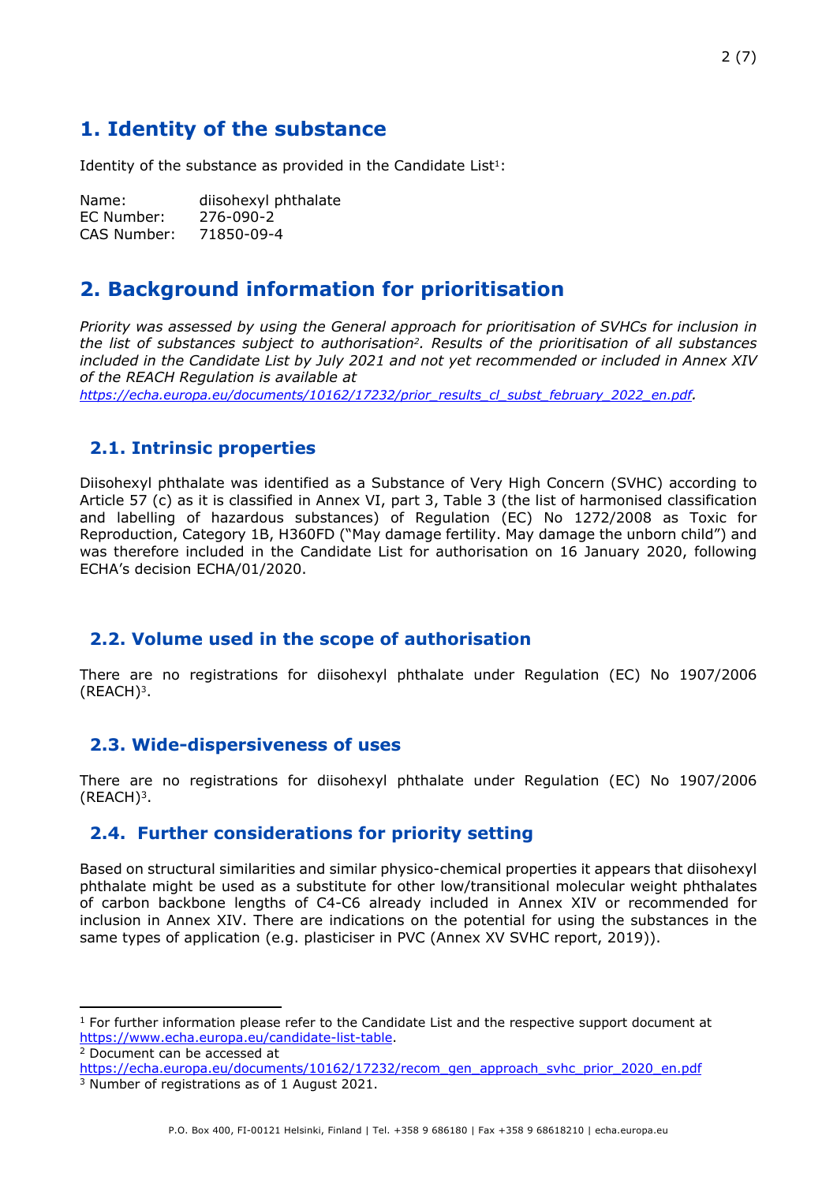# 1. Identity of the substance

Identity of the substance as provided in the Candidate List[1]:

Name: diisohexyl phthalate
EC Number: 276-090-2
CAS Number: 71850-09-4

# 2. Background information for prioritisation

*Priority was assessed by using the General approach for prioritisation of SVHCs for inclusion in the list of substances subject to authorisation[2]. Results of the prioritisation of all substances included in the Candidate List by July 2021 and not yet recommended or included in Annex XIV of the REACH Regulation is available at https://echa.europa.eu/documents/10162/17232/prior_results_cl_subst_february_2022_en.pdf.*

## 2.1. Intrinsic properties

Diisohexyl phthalate was identified as a Substance of Very High Concern (SVHC) according to Article 57 (c) as it is classified in Annex VI, part 3, Table 3 (the list of harmonised classification and labelling of hazardous substances) of Regulation (EC) No 1272/2008 as Toxic for Reproduction, Category 1B, H360FD ("May damage fertility. May damage the unborn child") and was therefore included in the Candidate List for authorisation on 16 January 2020, following ECHA's decision ECHA/01/2020.

## 2.2. Volume used in the scope of authorisation

There are no registrations for diisohexyl phthalate under Regulation (EC) No 1907/2006 (REACH)[3].

## 2.3. Wide-dispersiveness of uses

There are no registrations for diisohexyl phthalate under Regulation (EC) No 1907/2006 (REACH)[3].

## 2.4. Further considerations for priority setting

Based on structural similarities and similar physico-chemical properties it appears that diisohexyl phthalate might be used as a substitute for other low/transitional molecular weight phthalates of carbon backbone lengths of C4-C6 already included in Annex XIV or recommended for inclusion in Annex XIV. There are indications on the potential for using the substances in the same types of application (e.g. plasticiser in PVC (Annex XV SVHC report, 2019)).

---

[1] For further information please refer to the Candidate List and the respective support document at https://www.echa.europa.eu/candidate-list-table.

[2] Document can be accessed at https://echa.europa.eu/documents/10162/17232/recom_gen_approach_svhc_prior_2020_en.pdf

[3] Number of registrations as of 1 August 2021.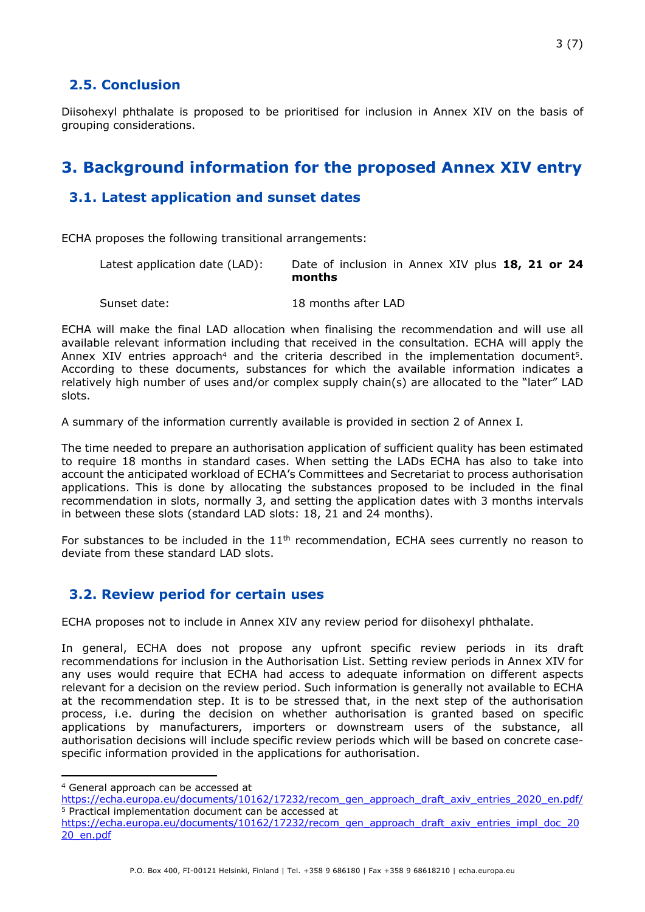## 2.5. Conclusion

Diisohexyl phthalate is proposed to be prioritised for inclusion in Annex XIV on the basis of grouping considerations.

# 3. Background information for the proposed Annex XIV entry

## 3.1. Latest application and sunset dates

ECHA proposes the following transitional arrangements:

| | |
|---|---|
| Latest application date (LAD): | Date of inclusion in Annex XIV plus **18, 21 or 24 months** |
| Sunset date: | 18 months after LAD |

ECHA will make the final LAD allocation when finalising the recommendation and will use all available relevant information including that received in the consultation. ECHA will apply the Annex XIV entries approach[4] and the criteria described in the implementation document[5]. According to these documents, substances for which the available information indicates a relatively high number of uses and/or complex supply chain(s) are allocated to the "later" LAD slots.

A summary of the information currently available is provided in section 2 of Annex I.

The time needed to prepare an authorisation application of sufficient quality has been estimated to require 18 months in standard cases. When setting the LADs ECHA has also to take into account the anticipated workload of ECHA's Committees and Secretariat to process authorisation applications. This is done by allocating the substances proposed to be included in the final recommendation in slots, normally 3, and setting the application dates with 3 months intervals in between these slots (standard LAD slots: 18, 21 and 24 months).

For substances to be included in the 11th recommendation, ECHA sees currently no reason to deviate from these standard LAD slots.

## 3.2. Review period for certain uses

ECHA proposes not to include in Annex XIV any review period for diisohexyl phthalate.

In general, ECHA does not propose any upfront specific review periods in its draft recommendations for inclusion in the Authorisation List. Setting review periods in Annex XIV for any uses would require that ECHA had access to adequate information on different aspects relevant for a decision on the review period. Such information is generally not available to ECHA at the recommendation step. It is to be stressed that, in the next step of the authorisation process, i.e. during the decision on whether authorisation is granted based on specific applications by manufacturers, importers or downstream users of the substance, all authorisation decisions will include specific review periods which will be based on concrete case-specific information provided in the applications for authorisation.

---

[4] General approach can be accessed at https://echa.europa.eu/documents/10162/17232/recom_gen_approach_draft_axiv_entries_2020_en.pdf/

[5] Practical implementation document can be accessed at https://echa.europa.eu/documents/10162/17232/recom_gen_approach_draft_axiv_entries_impl_doc_2020_en.pdf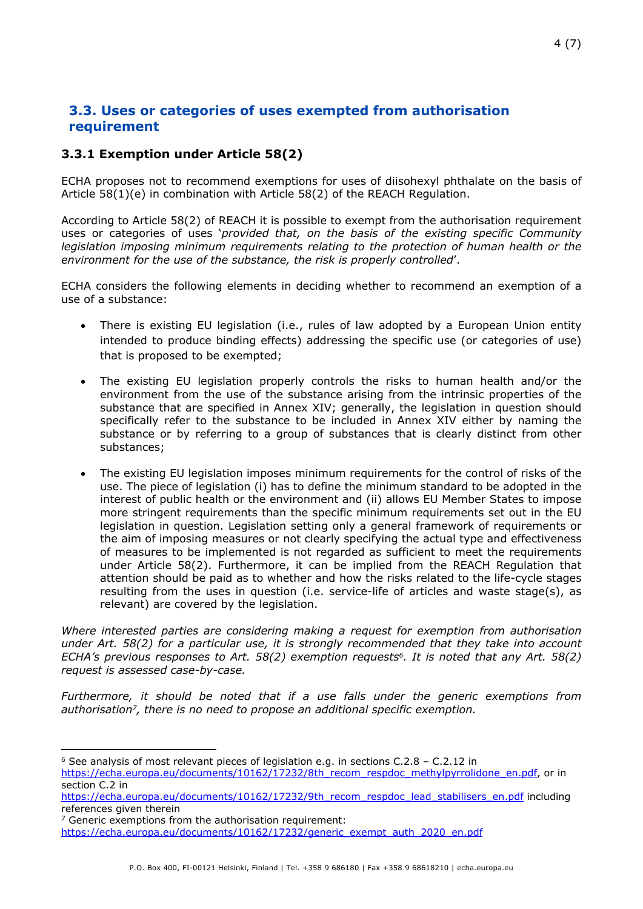## 3.3. Uses or categories of uses exempted from authorisation requirement

### 3.3.1 Exemption under Article 58(2)

ECHA proposes not to recommend exemptions for uses of diisohexyl phthalate on the basis of Article 58(1)(e) in combination with Article 58(2) of the REACH Regulation.

According to Article 58(2) of REACH it is possible to exempt from the authorisation requirement uses or categories of uses '*provided that, on the basis of the existing specific Community legislation imposing minimum requirements relating to the protection of human health or the environment for the use of the substance, the risk is properly controlled*'.

ECHA considers the following elements in deciding whether to recommend an exemption of a use of a substance:

- There is existing EU legislation (i.e., rules of law adopted by a European Union entity intended to produce binding effects) addressing the specific use (or categories of use) that is proposed to be exempted;
- The existing EU legislation properly controls the risks to human health and/or the environment from the use of the substance arising from the intrinsic properties of the substance that are specified in Annex XIV; generally, the legislation in question should specifically refer to the substance to be included in Annex XIV either by naming the substance or by referring to a group of substances that is clearly distinct from other substances;
- The existing EU legislation imposes minimum requirements for the control of risks of the use. The piece of legislation (i) has to define the minimum standard to be adopted in the interest of public health or the environment and (ii) allows EU Member States to impose more stringent requirements than the specific minimum requirements set out in the EU legislation in question. Legislation setting only a general framework of requirements or the aim of imposing measures or not clearly specifying the actual type and effectiveness of measures to be implemented is not regarded as sufficient to meet the requirements under Article 58(2). Furthermore, it can be implied from the REACH Regulation that attention should be paid as to whether and how the risks related to the life-cycle stages resulting from the uses in question (i.e. service-life of articles and waste stage(s), as relevant) are covered by the legislation.

*Where interested parties are considering making a request for exemption from authorisation under Art. 58(2) for a particular use, it is strongly recommended that they take into account ECHA's previous responses to Art. 58(2) exemption requests[6]. It is noted that any Art. 58(2) request is assessed case-by-case.*

*Furthermore, it should be noted that if a use falls under the generic exemptions from authorisation[7], there is no need to propose an additional specific exemption.*

---

[6] See analysis of most relevant pieces of legislation e.g. in sections C.2.8 – C.2.12 in https://echa.europa.eu/documents/10162/17232/8th_recom_respdoc_methylpyrrolidone_en.pdf, or in section C.2 in https://echa.europa.eu/documents/10162/17232/9th_recom_respdoc_lead_stabilisers_en.pdf including references given therein

[7] Generic exemptions from the authorisation requirement: https://echa.europa.eu/documents/10162/17232/generic_exempt_auth_2020_en.pdf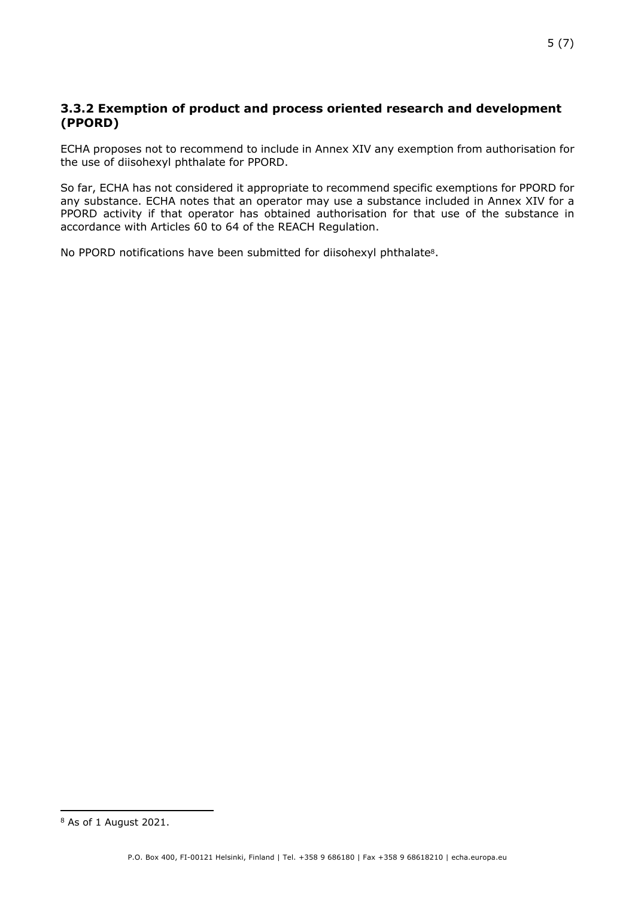### 3.3.2 Exemption of product and process oriented research and development (PPORD)

ECHA proposes not to recommend to include in Annex XIV any exemption from authorisation for the use of diisohexyl phthalate for PPORD.

So far, ECHA has not considered it appropriate to recommend specific exemptions for PPORD for any substance. ECHA notes that an operator may use a substance included in Annex XIV for a PPORD activity if that operator has obtained authorisation for that use of the substance in accordance with Articles 60 to 64 of the REACH Regulation.

No PPORD notifications have been submitted for diisohexyl phthalate[8].

[8] As of 1 August 2021.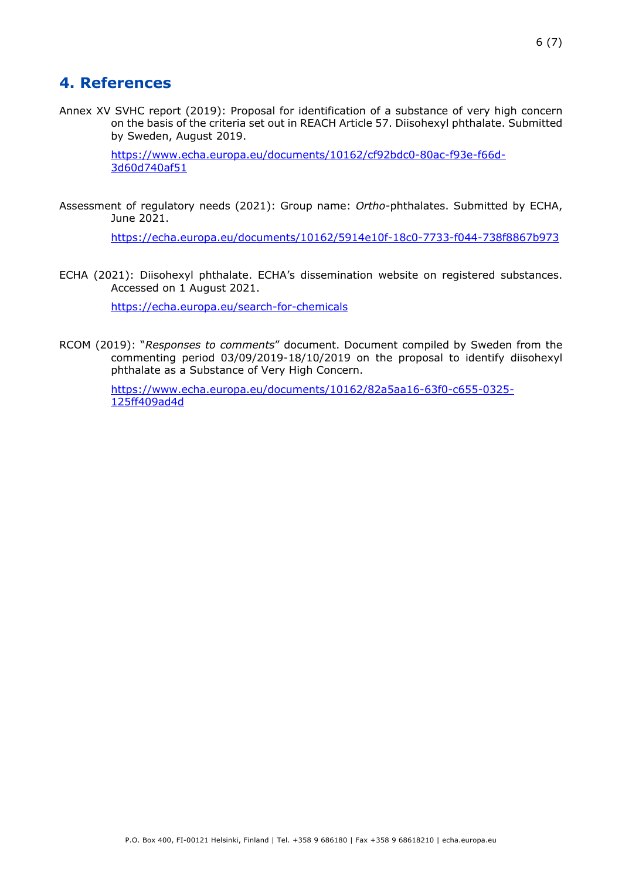## 4. References

Annex XV SVHC report (2019): Proposal for identification of a substance of very high concern on the basis of the criteria set out in REACH Article 57. Diisohexyl phthalate. Submitted by Sweden, August 2019.

https://www.echa.europa.eu/documents/10162/cf92bdc0-80ac-f93e-f66d-3d60d740af51

Assessment of regulatory needs (2021): Group name: *Ortho*-phthalates. Submitted by ECHA, June 2021.

https://echa.europa.eu/documents/10162/5914e10f-18c0-7733-f044-738f8867b973

ECHA (2021): Diisohexyl phthalate. ECHA's dissemination website on registered substances. Accessed on 1 August 2021.

https://echa.europa.eu/search-for-chemicals

RCOM (2019): "*Responses to comments*" document. Document compiled by Sweden from the commenting period 03/09/2019-18/10/2019 on the proposal to identify diisohexyl phthalate as a Substance of Very High Concern.

https://www.echa.europa.eu/documents/10162/82a5aa16-63f0-c655-0325-125ff409ad4d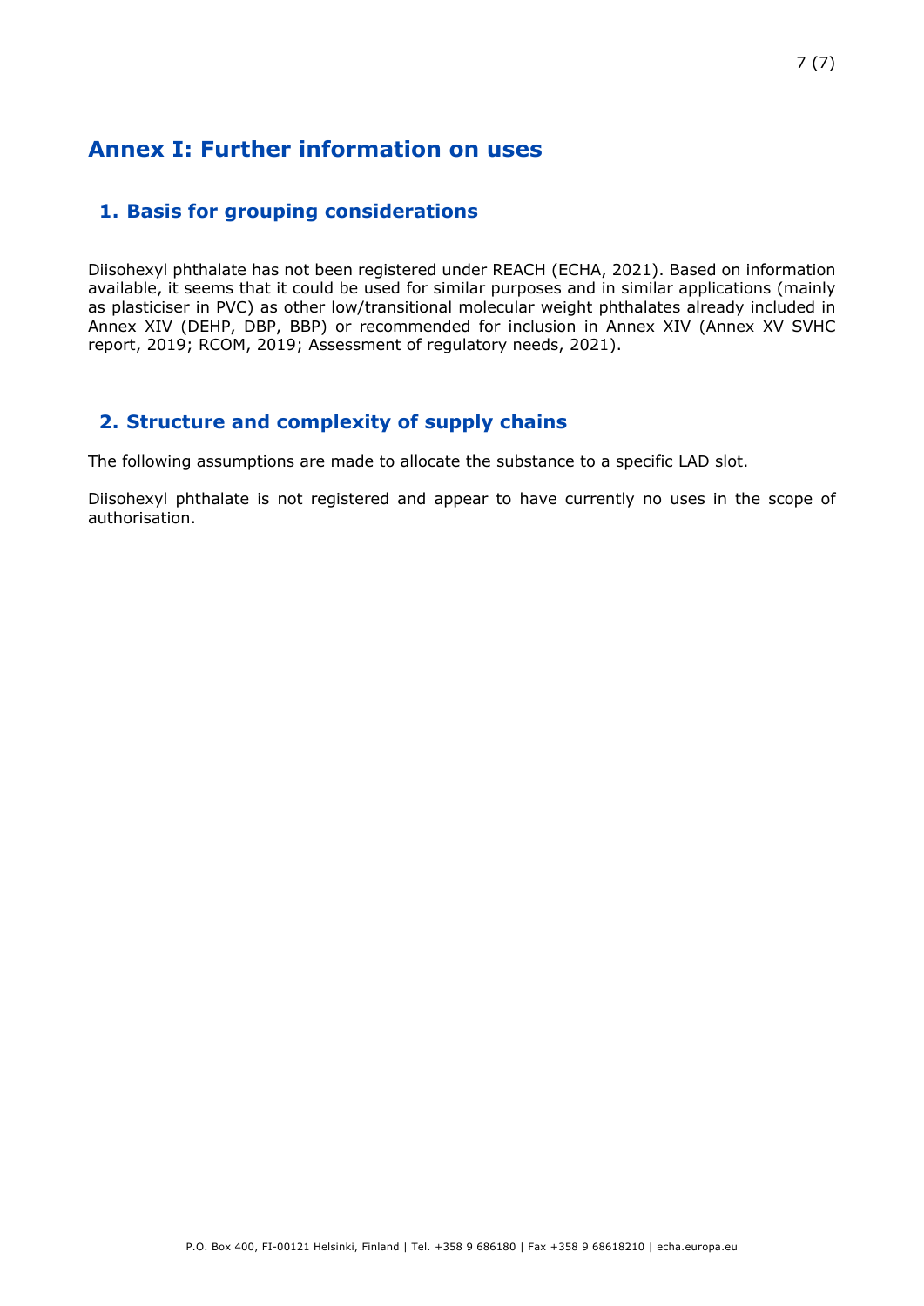# Annex I: Further information on uses

## 1. Basis for grouping considerations

Diisohexyl phthalate has not been registered under REACH (ECHA, 2021). Based on information available, it seems that it could be used for similar purposes and in similar applications (mainly as plasticiser in PVC) as other low/transitional molecular weight phthalates already included in Annex XIV (DEHP, DBP, BBP) or recommended for inclusion in Annex XIV (Annex XV SVHC report, 2019; RCOM, 2019; Assessment of regulatory needs, 2021).

## 2. Structure and complexity of supply chains

The following assumptions are made to allocate the substance to a specific LAD slot.

Diisohexyl phthalate is not registered and appear to have currently no uses in the scope of authorisation.